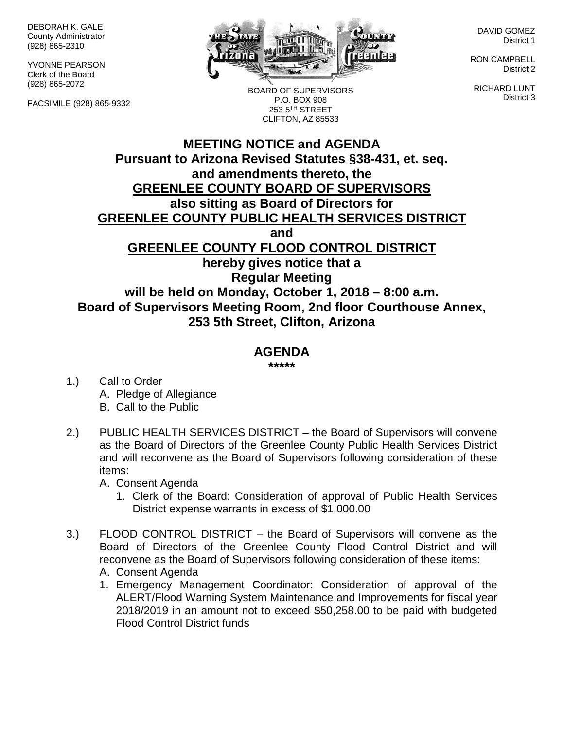DEBORAH K. GALE
County Administrator
(928) 865-2310

YVONNE PEARSON
Clerk of the Board
(928) 865-2072

FACSIMILE (928) 865-9332

BOARD OF SUPERVISORS
P.O. BOX 908
253 5TH STREET
CLIFTON, AZ 85533

DAVID GOMEZ
District 1

RON CAMPBELL
District 2

RICHARD LUNT
District 3

# MEETING NOTICE and AGENDA

**Pursuant to Arizona Revised Statutes §38-431, et. seq.**
**and amendments thereto, the**
**GREENLEE COUNTY BOARD OF SUPERVISORS**
**also sitting as Board of Directors for**
**GREENLEE COUNTY PUBLIC HEALTH SERVICES DISTRICT**
**and**
**GREENLEE COUNTY FLOOD CONTROL DISTRICT**
**hereby gives notice that a**
**Regular Meeting**
**will be held on Monday, October 1, 2018 – 8:00 a.m.**
**Board of Supervisors Meeting Room, 2nd floor Courthouse Annex,**
**253 5th Street, Clifton, Arizona**

## AGENDA

*****

1.) Call to Order
   A. Pledge of Allegiance
   B. Call to the Public

2.) PUBLIC HEALTH SERVICES DISTRICT – the Board of Supervisors will convene as the Board of Directors of the Greenlee County Public Health Services District and will reconvene as the Board of Supervisors following consideration of these items:
   A. Consent Agenda
      1. Clerk of the Board: Consideration of approval of Public Health Services District expense warrants in excess of $1,000.00

3.) FLOOD CONTROL DISTRICT – the Board of Supervisors will convene as the Board of Directors of the Greenlee County Flood Control District and will reconvene as the Board of Supervisors following consideration of these items:
   A. Consent Agenda
   1. Emergency Management Coordinator: Consideration of approval of the ALERT/Flood Warning System Maintenance and Improvements for fiscal year 2018/2019 in an amount not to exceed $50,258.00 to be paid with budgeted Flood Control District funds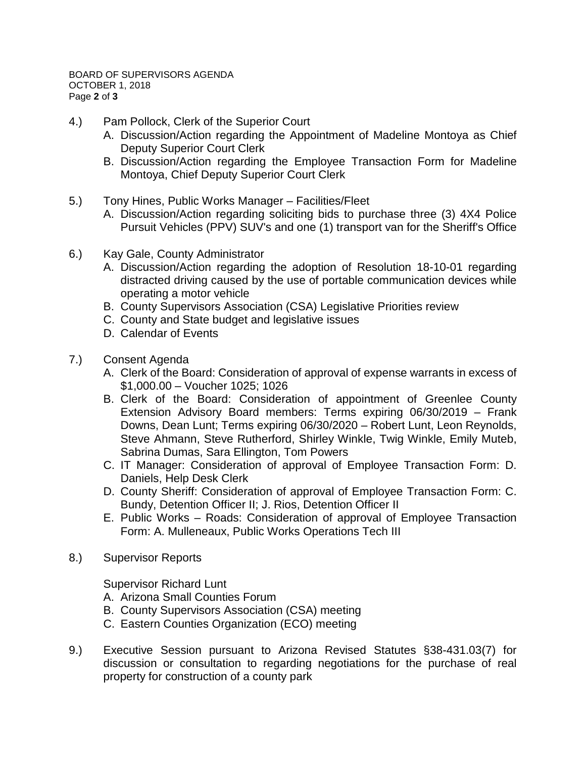4.) Pam Pollock, Clerk of the Superior Court

A. Discussion/Action regarding the Appointment of Madeline Montoya as Chief Deputy Superior Court Clerk
B. Discussion/Action regarding the Employee Transaction Form for Madeline Montoya, Chief Deputy Superior Court Clerk

5.) Tony Hines, Public Works Manager – Facilities/Fleet

A. Discussion/Action regarding soliciting bids to purchase three (3) 4X4 Police Pursuit Vehicles (PPV) SUV's and one (1) transport van for the Sheriff's Office

6.) Kay Gale, County Administrator

A. Discussion/Action regarding the adoption of Resolution 18-10-01 regarding distracted driving caused by the use of portable communication devices while operating a motor vehicle
B. County Supervisors Association (CSA) Legislative Priorities review
C. County and State budget and legislative issues
D. Calendar of Events

7.) Consent Agenda

A. Clerk of the Board: Consideration of approval of expense warrants in excess of $1,000.00 – Voucher 1025; 1026
B. Clerk of the Board: Consideration of appointment of Greenlee County Extension Advisory Board members: Terms expiring 06/30/2019 – Frank Downs, Dean Lunt; Terms expiring 06/30/2020 – Robert Lunt, Leon Reynolds, Steve Ahmann, Steve Rutherford, Shirley Winkle, Twig Winkle, Emily Muteb, Sabrina Dumas, Sara Ellington, Tom Powers
C. IT Manager: Consideration of approval of Employee Transaction Form: D. Daniels, Help Desk Clerk
D. County Sheriff: Consideration of approval of Employee Transaction Form: C. Bundy, Detention Officer II; J. Rios, Detention Officer II
E. Public Works – Roads: Consideration of approval of Employee Transaction Form: A. Mulleneaux, Public Works Operations Tech III

8.) Supervisor Reports

Supervisor Richard Lunt

A. Arizona Small Counties Forum
B. County Supervisors Association (CSA) meeting
C. Eastern Counties Organization (ECO) meeting

9.) Executive Session pursuant to Arizona Revised Statutes §38-431.03(7) for discussion or consultation to regarding negotiations for the purchase of real property for construction of a county park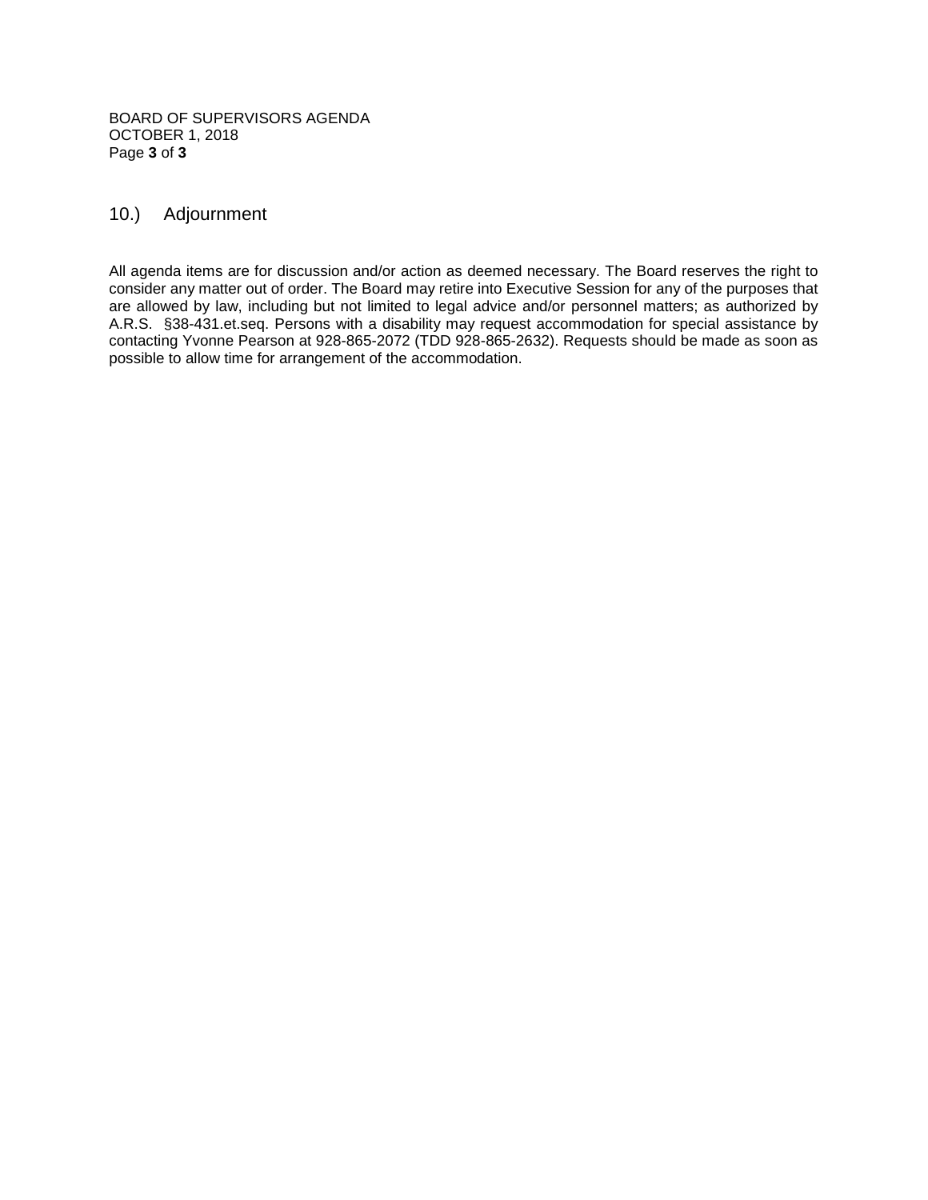10.) Adjournment

All agenda items are for discussion and/or action as deemed necessary. The Board reserves the right to consider any matter out of order. The Board may retire into Executive Session for any of the purposes that are allowed by law, including but not limited to legal advice and/or personnel matters; as authorized by A.R.S. §38-431.et.seq. Persons with a disability may request accommodation for special assistance by contacting Yvonne Pearson at 928-865-2072 (TDD 928-865-2632). Requests should be made as soon as possible to allow time for arrangement of the accommodation.